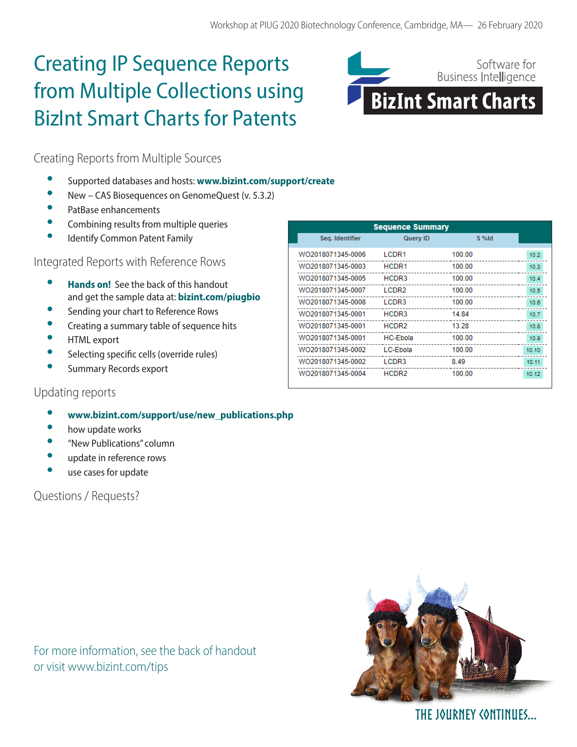Workshop at PIUG 2020 Biotechnology Conference, Cambridge, MA— 26 February 2020

# Creating IP Sequence Reports from Multiple Collections using BizInt Smart Charts for Patents

Software for Business Intelligence

**BizInt Smart Charts**

## Creating Reports from Multiple Sources

- Supported databases and hosts: **www.bizint.com/support/create**
- New – CAS Biosequences on GenomeQuest (v. 5.3.2)
- PatBase enhancements
- Combining results from multiple queries
- Identify Common Patent Family

## Integrated Reports with Reference Rows

- **Hands on!** See the back of this handout and get the sample data at: **bizint.com/piugbio**
- Sending your chart to Reference Rows
- Creating a summary table of sequence hits
- HTML export
- Selecting specific cells (override rules)
- Summary Records export

**Sequence Summary**

| Seq. Identifier | Query ID | S %Id | |
|---|---|---|---|
| WO2018071345-0006 | LCDR1 | 100.00 | 10.2 |
| WO2018071345-0003 | HCDR1 | 100.00 | 10.3 |
| WO2018071345-0005 | HCDR3 | 100.00 | 10.4 |
| WO2018071345-0007 | LCDR2 | 100.00 | 10.5 |
| WO2018071345-0008 | LCDR3 | 100.00 | 10.6 |
| WO2018071345-0001 | HCDR3 | 14.84 | 10.7 |
| WO2018071345-0001 | HCDR2 | 13.28 | 10.8 |
| WO2018071345-0001 | HC-Ebola | 100.00 | 10.9 |
| WO2018071345-0002 | LC-Ebola | 100.00 | 10.10 |
| WO2018071345-0002 | LCDR3 | 8.49 | 10.11 |
| WO2018071345-0004 | HCDR2 | 100.00 | 10.12 |

## Updating reports

- **www.bizint.com/support/use/new_publications.php**
- how update works
- "New Publications" column
- update in reference rows
- use cases for update

## Questions / Requests?

For more information, see the back of handout or visit www.bizint.com/tips

THE JOURNEY CONTINUES...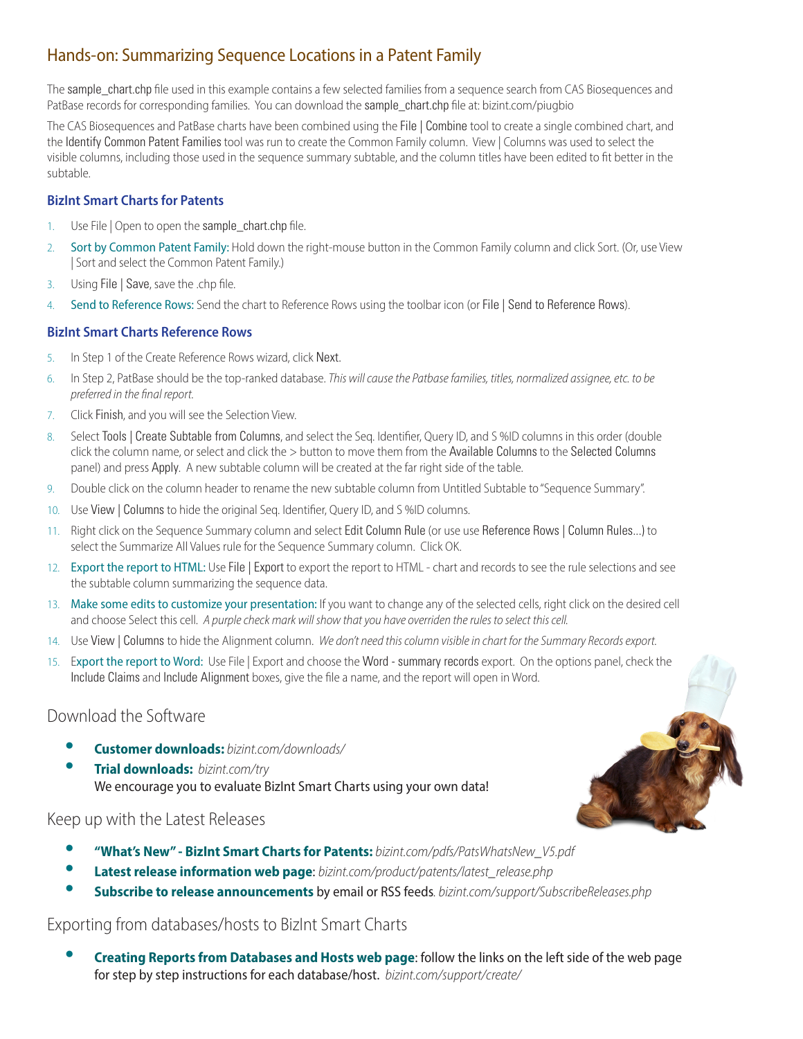## Hands-on: Summarizing Sequence Locations in a Patent Family

The sample_chart.chp file used in this example contains a few selected families from a sequence search from CAS Biosequences and PatBase records for corresponding families. You can download the sample_chart.chp file at: bizint.com/piugbio

The CAS Biosequences and PatBase charts have been combined using the File | Combine tool to create a single combined chart, and the Identify Common Patent Families tool was run to create the Common Family column. View | Columns was used to select the visible columns, including those used in the sequence summary subtable, and the column titles have been edited to fit better in the subtable.

### BizInt Smart Charts for Patents

1. Use File | Open to open the sample_chart.chp file.
2. Sort by Common Patent Family: Hold down the right-mouse button in the Common Family column and click Sort. (Or, use View | Sort and select the Common Patent Family.)
3. Using File | Save, save the .chp file.
4. Send to Reference Rows: Send the chart to Reference Rows using the toolbar icon (or File | Send to Reference Rows).

### BizInt Smart Charts Reference Rows

5. In Step 1 of the Create Reference Rows wizard, click Next.
6. In Step 2, PatBase should be the top-ranked database. *This will cause the Patbase families, titles, normalized assignee, etc. to be preferred in the final report.*
7. Click Finish, and you will see the Selection View.
8. Select Tools | Create Subtable from Columns, and select the Seq. Identifier, Query ID, and S %ID columns in this order (double click the column name, or select and click the > button to move them from the Available Columns to the Selected Columns panel) and press Apply. A new subtable column will be created at the far right side of the table.
9. Double click on the column header to rename the new subtable column from Untitled Subtable to "Sequence Summary".
10. Use View | Columns to hide the original Seq. Identifier, Query ID, and S %ID columns.
11. Right click on the Sequence Summary column and select Edit Column Rule (or use use Reference Rows | Column Rules...) to select the Summarize All Values rule for the Sequence Summary column. Click OK.
12. Export the report to HTML: Use File | Export to export the report to HTML - chart and records to see the rule selections and see the subtable column summarizing the sequence data.
13. Make some edits to customize your presentation: If you want to change any of the selected cells, right click on the desired cell and choose Select this cell. *A purple check mark will show that you have overriden the rules to select this cell.*
14. Use View | Columns to hide the Alignment column. *We don't need this column visible in chart for the Summary Records export.*
15. Export the report to Word: Use File | Export and choose the Word - summary records export. On the options panel, check the Include Claims and Include Alignment boxes, give the file a name, and the report will open in Word.

## Download the Software

- **Customer downloads:** *bizint.com/downloads/*
- **Trial downloads:** *bizint.com/try*
  We encourage you to evaluate BizInt Smart Charts using your own data!

## Keep up with the Latest Releases

- **"What's New" - BizInt Smart Charts for Patents:** *bizint.com/pdfs/PatsWhatsNew_V5.pdf*
- **Latest release information web page**: *bizint.com/product/patents/latest_release.php*
- **Subscribe to release announcements** by email or RSS feeds. *bizint.com/support/SubscribeReleases.php*

## Exporting from databases/hosts to BizInt Smart Charts

- **Creating Reports from Databases and Hosts web page**: follow the links on the left side of the web page for step by step instructions for each database/host. *bizint.com/support/create/*